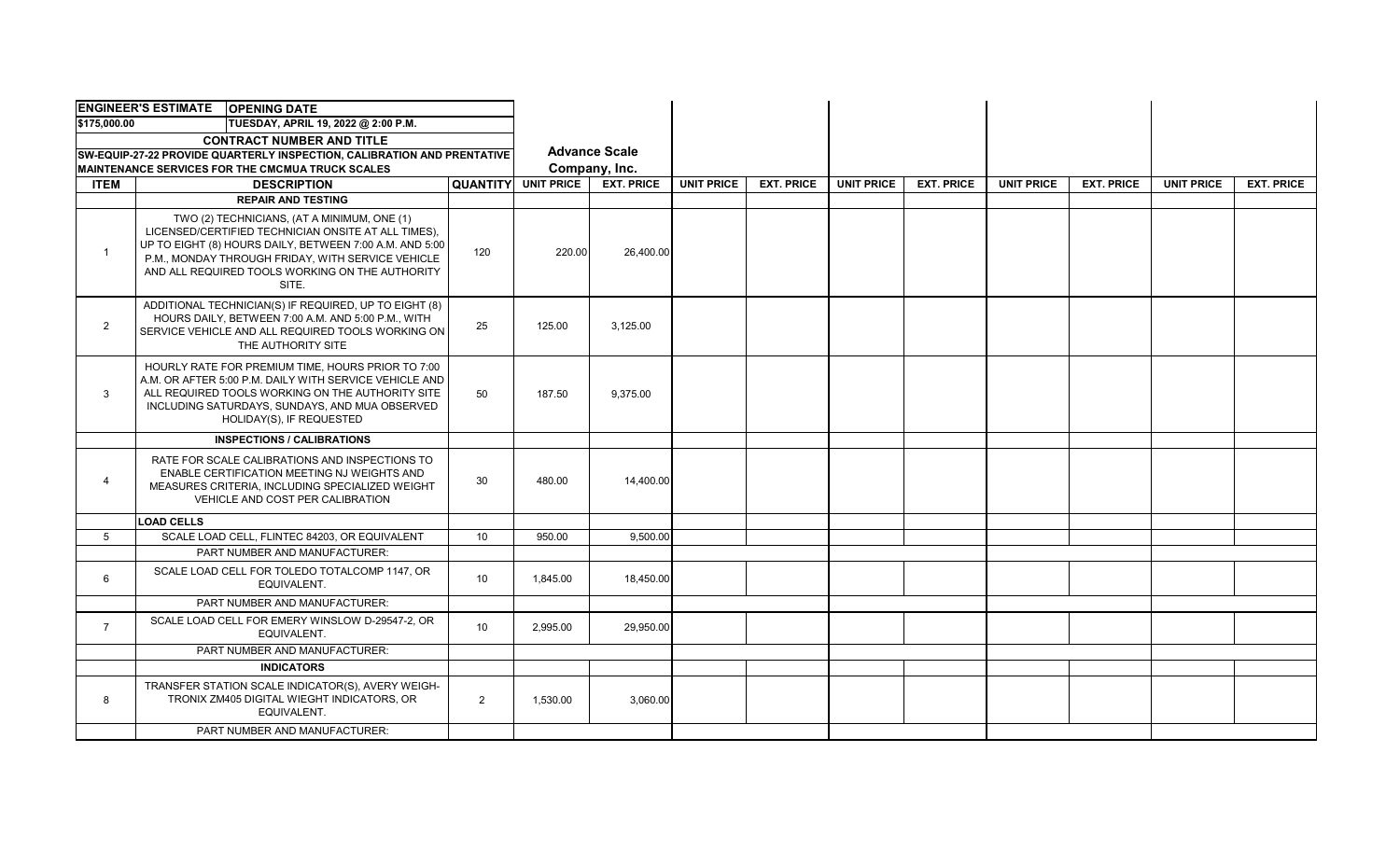| ENGINEER'S ESTIMATE | OPENING DATE | | | | | | | | | | | | |
|---|---|---|---|---|---|---|---|---|---|---|---|---|---|
| $175,000.00 | TUESDAY, APRIL 19, 2022 @ 2:00 P.M. | | | | | | | | | | | | |
| CONTRACT NUMBER AND TITLE | | | | | | | | | | | | | |
| SW-EQUIP-27-22 PROVIDE QUARTERLY INSPECTION, CALIBRATION AND PRENTATIVE MAINTENANCE SERVICES FOR THE CMCMUA TRUCK SCALES | | | Advance Scale Company, Inc. | | | | | | | | | | |
| ITEM | DESCRIPTION | QUANTITY | UNIT PRICE | EXT. PRICE | UNIT PRICE | EXT. PRICE | UNIT PRICE | EXT. PRICE | UNIT PRICE | EXT. PRICE | UNIT PRICE | EXT. PRICE |
| | REPAIR AND TESTING | | | | | | | | | | | |
| 1 | TWO (2) TECHNICIANS, (AT A MINIMUM, ONE (1) LICENSED/CERTIFIED TECHNICIAN ONSITE AT ALL TIMES), UP TO EIGHT (8) HOURS DAILY, BETWEEN 7:00 A.M. AND 5:00 P.M., MONDAY THROUGH FRIDAY, WITH SERVICE VEHICLE AND ALL REQUIRED TOOLS WORKING ON THE AUTHORITY SITE. | 120 | 220.00 | 26,400.00 | | | | | | | | |
| 2 | ADDITIONAL TECHNICIAN(S) IF REQUIRED, UP TO EIGHT (8) HOURS DAILY, BETWEEN 7:00 A.M. AND 5:00 P.M., WITH SERVICE VEHICLE AND ALL REQUIRED TOOLS WORKING ON THE AUTHORITY SITE | 25 | 125.00 | 3,125.00 | | | | | | | | |
| 3 | HOURLY RATE FOR PREMIUM TIME, HOURS PRIOR TO 7:00 A.M. OR AFTER 5:00 P.M. DAILY WITH SERVICE VEHICLE AND ALL REQUIRED TOOLS WORKING ON THE AUTHORITY SITE INCLUDING SATURDAYS, SUNDAYS, AND MUA OBSERVED HOLIDAY(S), IF REQUESTED | 50 | 187.50 | 9,375.00 | | | | | | | | |
| | INSPECTIONS / CALIBRATIONS | | | | | | | | | | | |
| 4 | RATE FOR SCALE CALIBRATIONS AND INSPECTIONS TO ENABLE CERTIFICATION MEETING NJ WEIGHTS AND MEASURES CRITERIA, INCLUDING SPECIALIZED WEIGHT VEHICLE AND COST PER CALIBRATION | 30 | 480.00 | 14,400.00 | | | | | | | | |
| | LOAD CELLS | | | | | | | | | | | |
| 5 | SCALE LOAD CELL, FLINTEC 84203, OR EQUIVALENT | 10 | 950.00 | 9,500.00 | | | | | | | | |
| | PART NUMBER AND MANUFACTURER: | | | | | | | | | | | |
| 6 | SCALE LOAD CELL FOR TOLEDO TOTALCOMP 1147, OR EQUIVALENT. | 10 | 1,845.00 | 18,450.00 | | | | | | | | |
| | PART NUMBER AND MANUFACTURER: | | | | | | | | | | | |
| 7 | SCALE LOAD CELL FOR EMERY WINSLOW D-29547-2, OR EQUIVALENT. | 10 | 2,995.00 | 29,950.00 | | | | | | | | |
| | PART NUMBER AND MANUFACTURER: | | | | | | | | | | | |
| | INDICATORS | | | | | | | | | | | |
| 8 | TRANSFER STATION SCALE INDICATOR(S), AVERY WEIGH-TRONIX ZM405 DIGITAL WIEGHT INDICATORS, OR EQUIVALENT. | 2 | 1,530.00 | 3,060.00 | | | | | | | | |
| | PART NUMBER AND MANUFACTURER: | | | | | | | | | | | |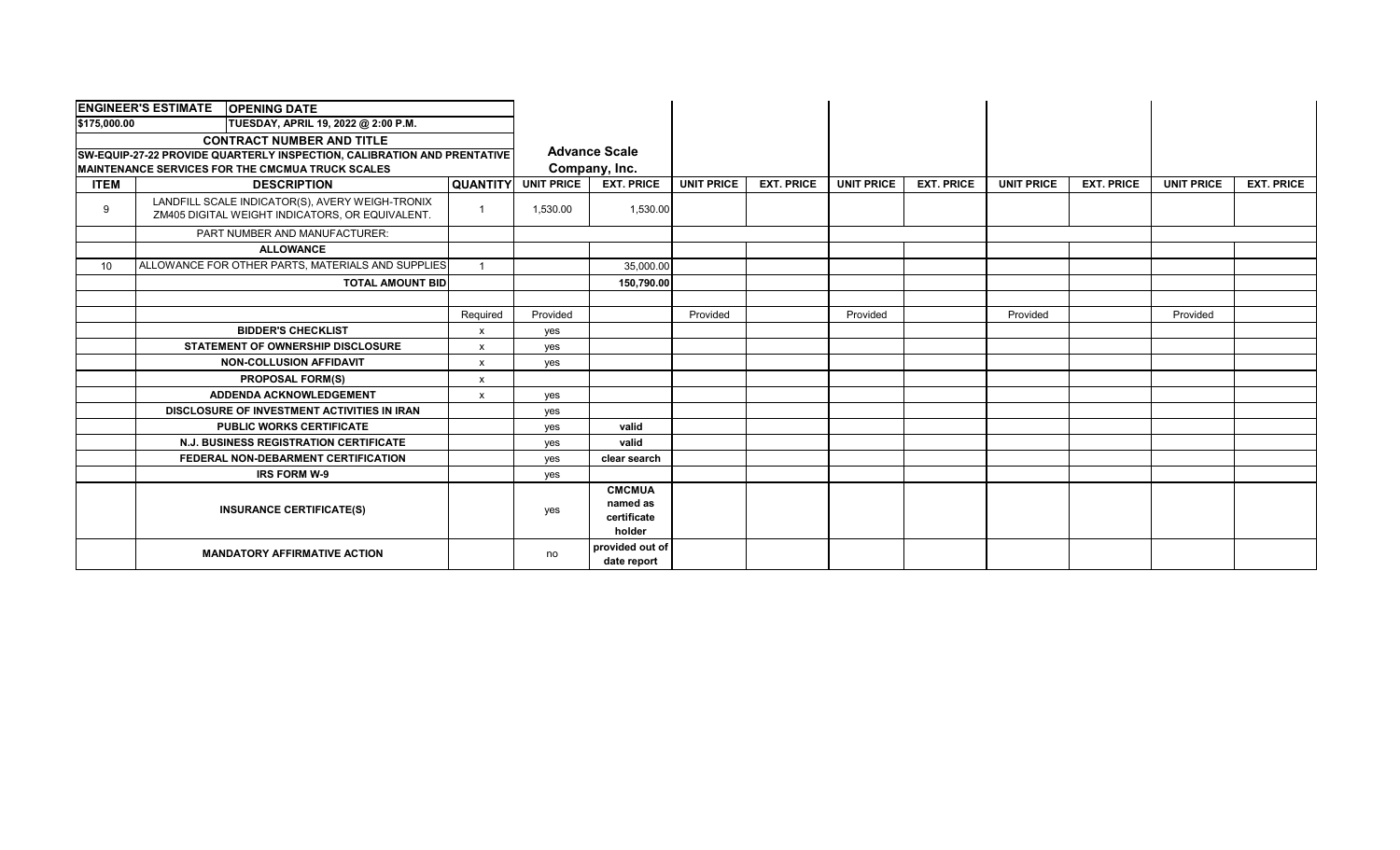| ENGINEER'S ESTIMATE | OPENING DATE | | | | | | | | | | | | |
|---|---|---|---|---|---|---|---|---|---|---|---|---|---|
| $175,000.00 | TUESDAY, APRIL 19, 2022 @ 2:00 P.M. | | | | | | | | | | | | |
| | CONTRACT NUMBER AND TITLE | | | | | | | | | | | | |
| | SW-EQUIP-27-22 PROVIDE QUARTERLY INSPECTION, CALIBRATION AND PRENTATIVE MAINTENANCE SERVICES FOR THE CMCMUA TRUCK SCALES | | Advance Scale Company, Inc. | | | | | | | | | | |
| ITEM | DESCRIPTION | QUANTITY | UNIT PRICE | EXT. PRICE | UNIT PRICE | EXT. PRICE | UNIT PRICE | EXT. PRICE | UNIT PRICE | EXT. PRICE | UNIT PRICE | EXT. PRICE | |
| 9 | LANDFILL SCALE INDICATOR(S), AVERY WEIGH-TRONIX ZM405 DIGITAL WEIGHT INDICATORS, OR EQUIVALENT. | 1 | 1,530.00 | 1,530.00 | | | | | | | | | |
| | PART NUMBER AND MANUFACTURER: | | | | | | | | | | | | |
| | ALLOWANCE | | | | | | | | | | | | |
| 10 | ALLOWANCE FOR OTHER PARTS, MATERIALS AND SUPPLIES | 1 | | 35,000.00 | | | | | | | | | |
| | TOTAL AMOUNT BID | | | 150,790.00 | | | | | | | | | |
| | | | | | | | | | | | | | |
| | | Required | Provided | | Provided | | Provided | | Provided | | Provided | | |
| | BIDDER'S CHECKLIST | x | yes | | | | | | | | | | |
| | STATEMENT OF OWNERSHIP DISCLOSURE | x | yes | | | | | | | | | | |
| | NON-COLLUSION AFFIDAVIT | x | yes | | | | | | | | | | |
| | PROPOSAL FORM(S) | x | | | | | | | | | | | |
| | ADDENDA ACKNOWLEDGEMENT | x | yes | | | | | | | | | | |
| | DISCLOSURE OF INVESTMENT ACTIVITIES IN IRAN | | yes | | | | | | | | | | |
| | PUBLIC WORKS CERTIFICATE | | yes | valid | | | | | | | | | |
| | N.J. BUSINESS REGISTRATION CERTIFICATE | | yes | valid | | | | | | | | | |
| | FEDERAL NON-DEBARMENT CERTIFICATION | | yes | clear search | | | | | | | | | |
| | IRS FORM W-9 | | yes | | | | | | | | | | |
| | INSURANCE CERTIFICATE(S) | | yes | CMCMUA named as certificate holder | | | | | | | | | |
| | MANDATORY AFFIRMATIVE ACTION | | no | provided out of date report | | | | | | | | | |